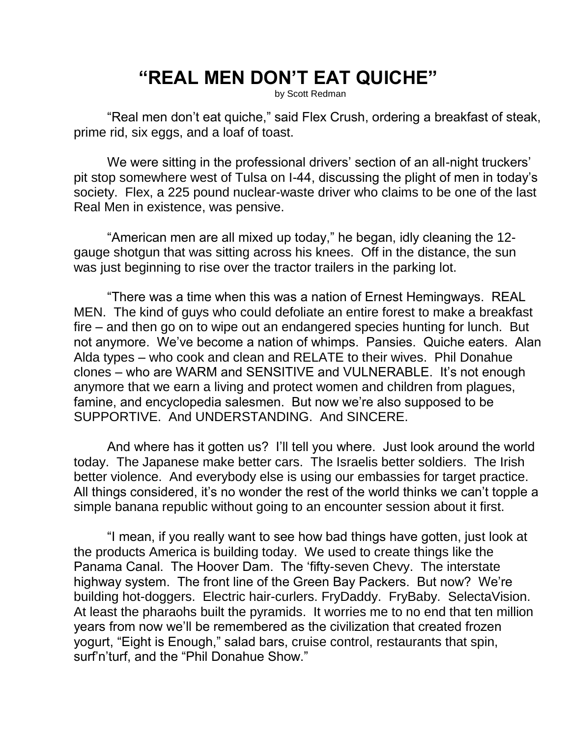# "REAL MEN DON'T EAT QUICHE"

by Scott Redman

"Real men don't eat quiche," said Flex Crush, ordering a breakfast of steak, prime rid, six eggs, and a loaf of toast.

We were sitting in the professional drivers' section of an all-night truckers' pit stop somewhere west of Tulsa on I-44, discussing the plight of men in today's society. Flex, a 225 pound nuclear-waste driver who claims to be one of the last Real Men in existence, was pensive.

"American men are all mixed up today," he began, idly cleaning the 12-gauge shotgun that was sitting across his knees. Off in the distance, the sun was just beginning to rise over the tractor trailers in the parking lot.

"There was a time when this was a nation of Ernest Hemingways. REAL MEN. The kind of guys who could defoliate an entire forest to make a breakfast fire – and then go on to wipe out an endangered species hunting for lunch. But not anymore. We've become a nation of whimps. Pansies. Quiche eaters. Alan Alda types – who cook and clean and RELATE to their wives. Phil Donahue clones – who are WARM and SENSITIVE and VULNERABLE. It's not enough anymore that we earn a living and protect women and children from plagues, famine, and encyclopedia salesmen. But now we're also supposed to be SUPPORTIVE. And UNDERSTANDING. And SINCERE.

And where has it gotten us? I'll tell you where. Just look around the world today. The Japanese make better cars. The Israelis better soldiers. The Irish better violence. And everybody else is using our embassies for target practice. All things considered, it's no wonder the rest of the world thinks we can't topple a simple banana republic without going to an encounter session about it first.

"I mean, if you really want to see how bad things have gotten, just look at the products America is building today. We used to create things like the Panama Canal. The Hoover Dam. The 'fifty-seven Chevy. The interstate highway system. The front line of the Green Bay Packers. But now? We're building hot-doggers. Electric hair-curlers. FryDaddy. FryBaby. SelectaVision. At least the pharaohs built the pyramids. It worries me to no end that ten million years from now we'll be remembered as the civilization that created frozen yogurt, "Eight is Enough," salad bars, cruise control, restaurants that spin, surf'n'turf, and the "Phil Donahue Show."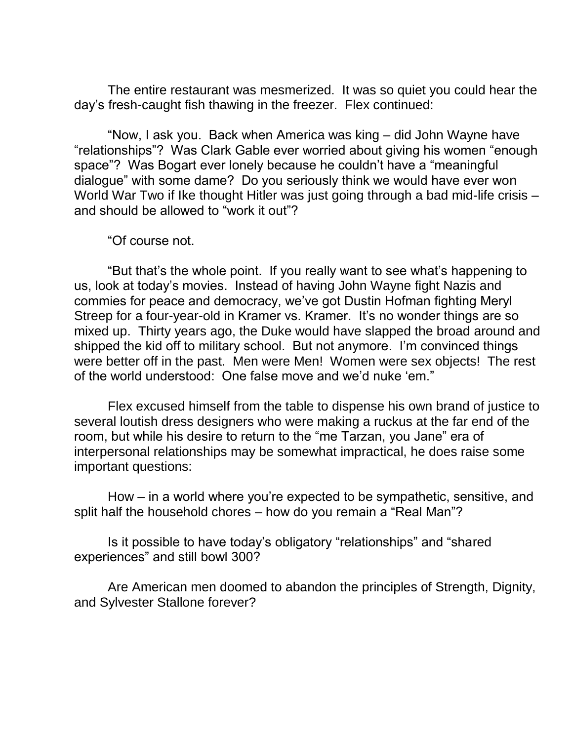The entire restaurant was mesmerized. It was so quiet you could hear the day's fresh-caught fish thawing in the freezer. Flex continued:

"Now, I ask you. Back when America was king – did John Wayne have "relationships"? Was Clark Gable ever worried about giving his women "enough space"? Was Bogart ever lonely because he couldn't have a "meaningful dialogue" with some dame? Do you seriously think we would have ever won World War Two if Ike thought Hitler was just going through a bad mid-life crisis – and should be allowed to "work it out"?

"Of course not.

"But that's the whole point. If you really want to see what's happening to us, look at today's movies. Instead of having John Wayne fight Nazis and commies for peace and democracy, we've got Dustin Hofman fighting Meryl Streep for a four-year-old in Kramer vs. Kramer. It's no wonder things are so mixed up. Thirty years ago, the Duke would have slapped the broad around and shipped the kid off to military school. But not anymore. I'm convinced things were better off in the past. Men were Men! Women were sex objects! The rest of the world understood: One false move and we'd nuke 'em."

Flex excused himself from the table to dispense his own brand of justice to several loutish dress designers who were making a ruckus at the far end of the room, but while his desire to return to the "me Tarzan, you Jane" era of interpersonal relationships may be somewhat impractical, he does raise some important questions:

How – in a world where you're expected to be sympathetic, sensitive, and split half the household chores – how do you remain a "Real Man"?

Is it possible to have today's obligatory "relationships" and "shared experiences" and still bowl 300?

Are American men doomed to abandon the principles of Strength, Dignity, and Sylvester Stallone forever?